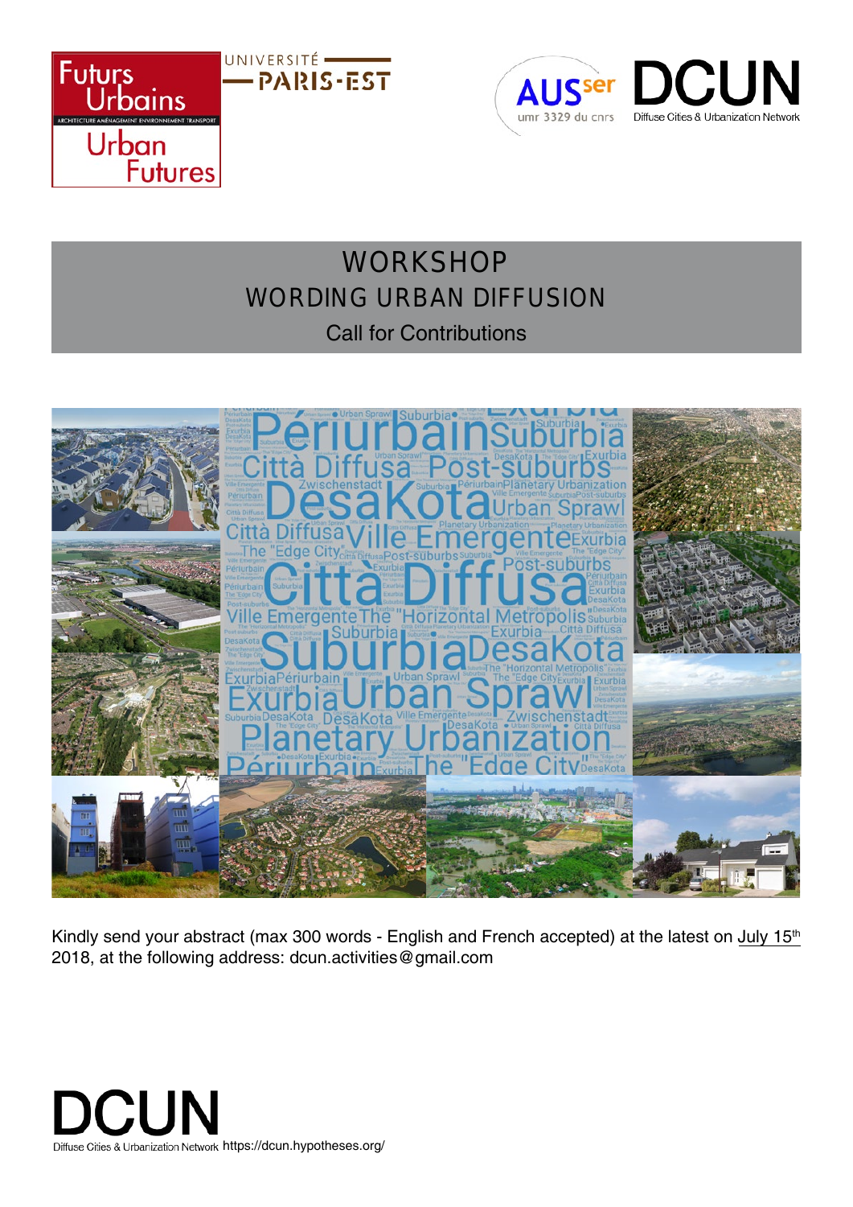# WORKSHOP

## WORDING URBAN DIFFUSION

### Call for Contributions

Kindly send your abstract (max 300 words - English and French accepted) at the latest on July 15th 2018, at the following address: dcun.activities@gmail.com

DCUN
Diffuse Cities & Urbanization Network https://dcun.hypotheses.org/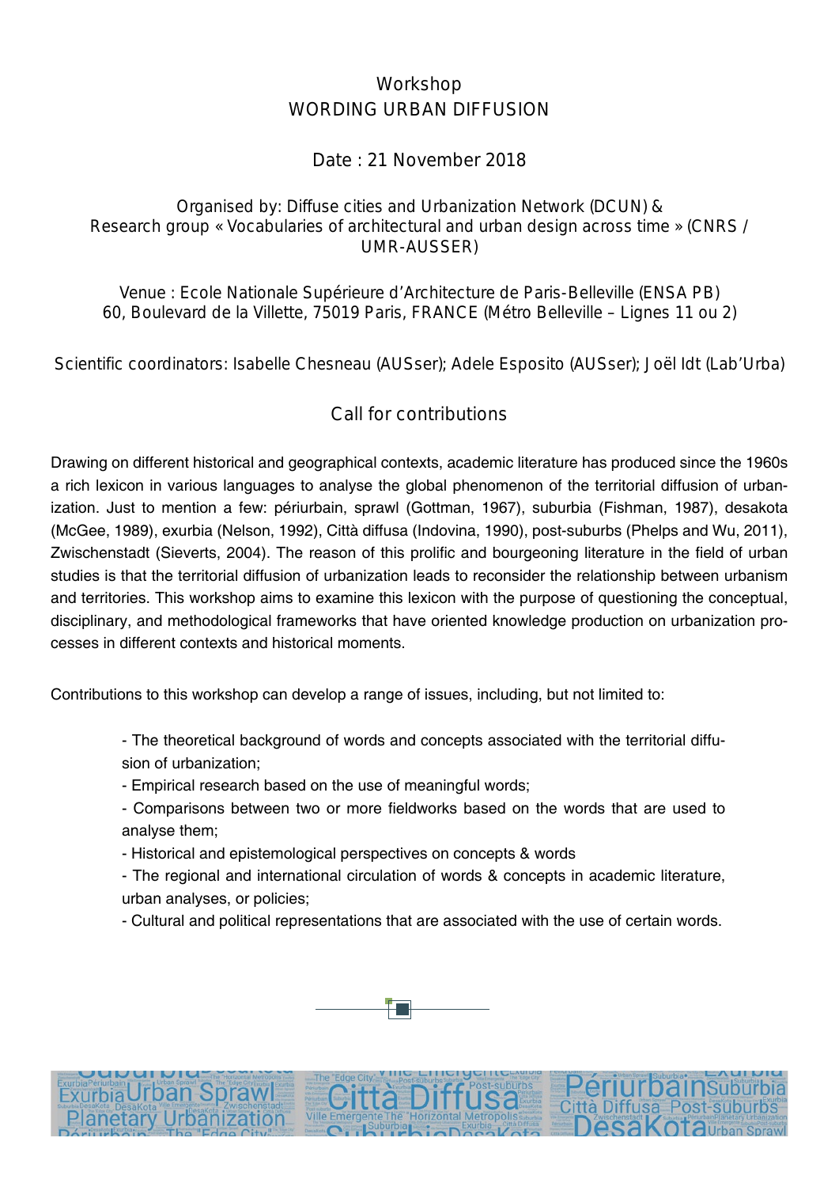# Workshop
# WORDING URBAN DIFFUSION

Date : 21 November 2018

Organised by: Diffuse cities and Urbanization Network (DCUN) &
Research group « Vocabularies of architectural and urban design across time » (CNRS / UMR-AUSSER)

Venue : Ecole Nationale Supérieure d'Architecture de Paris-Belleville (ENSA PB)
60, Boulevard de la Villette, 75019 Paris, FRANCE (Métro Belleville – Lignes 11 ou 2)

Scientific coordinators: Isabelle Chesneau (AUSser); Adele Esposito (AUSser); Joël Idt (Lab'Urba)

## Call for contributions

Drawing on different historical and geographical contexts, academic literature has produced since the 1960s a rich lexicon in various languages to analyse the global phenomenon of the territorial diffusion of urbanization. Just to mention a few: périurbain, sprawl (Gottman, 1967), suburbia (Fishman, 1987), desakota (McGee, 1989), exurbia (Nelson, 1992), Città diffusa (Indovina, 1990), post-suburbs (Phelps and Wu, 2011), Zwischenstadt (Sieverts, 2004). The reason of this prolific and bourgeoning literature in the field of urban studies is that the territorial diffusion of urbanization leads to reconsider the relationship between urbanism and territories. This workshop aims to examine this lexicon with the purpose of questioning the conceptual, disciplinary, and methodological frameworks that have oriented knowledge production on urbanization processes in different contexts and historical moments.

Contributions to this workshop can develop a range of issues, including, but not limited to:

- The theoretical background of words and concepts associated with the territorial diffusion of urbanization;
- Empirical research based on the use of meaningful words;
- Comparisons between two or more fieldworks based on the words that are used to analyse them;
- Historical and epistemological perspectives on concepts & words
- The regional and international circulation of words & concepts in academic literature, urban analyses, or policies;
- Cultural and political representations that are associated with the use of certain words.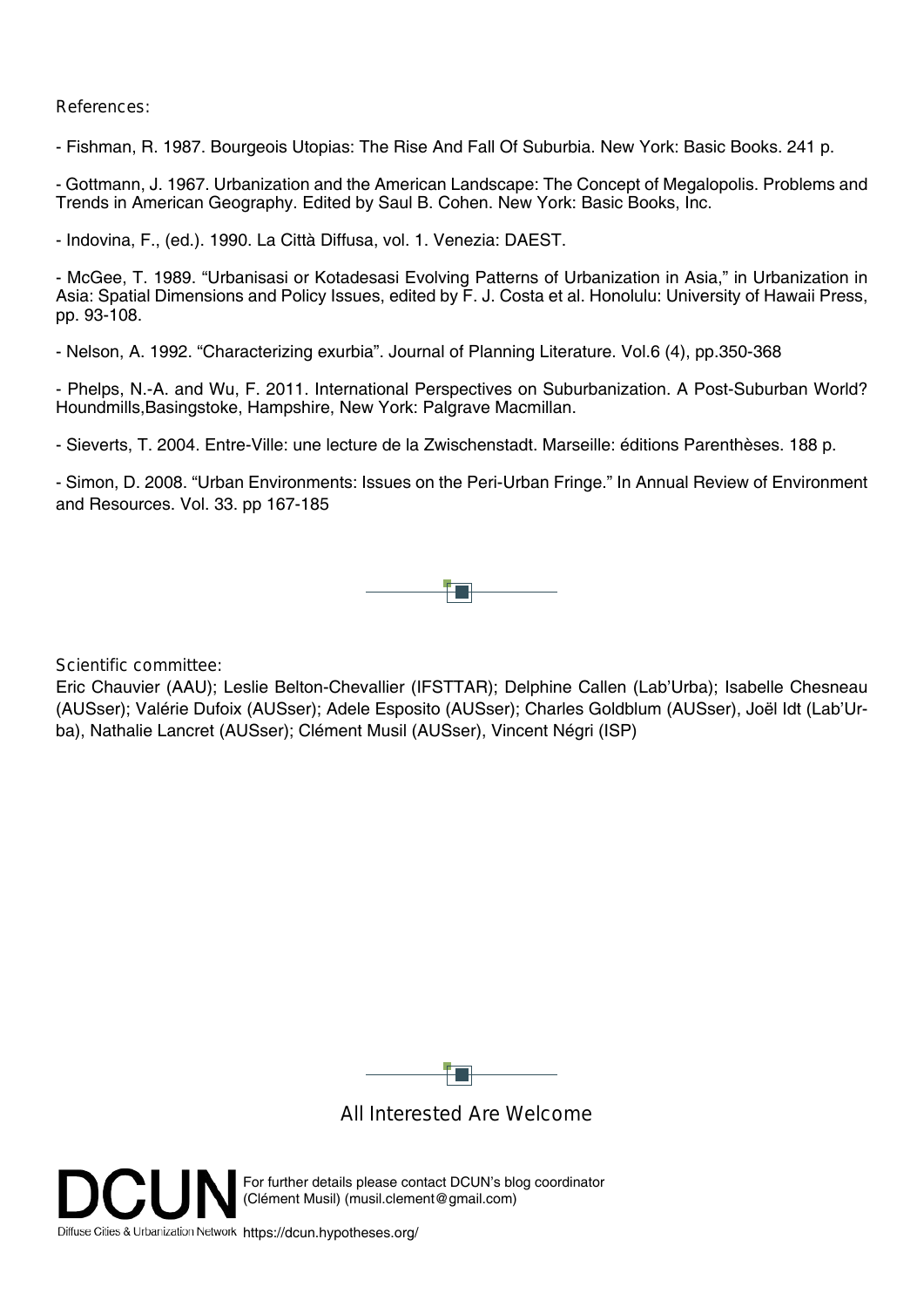References:

- Fishman, R. 1987. Bourgeois Utopias: The Rise And Fall Of Suburbia. New York: Basic Books. 241 p.

- Gottmann, J. 1967. Urbanization and the American Landscape: The Concept of Megalopolis. Problems and Trends in American Geography. Edited by Saul B. Cohen. New York: Basic Books, Inc.

- Indovina, F., (ed.). 1990. La Città Diffusa, vol. 1. Venezia: DAEST.

- McGee, T. 1989. "Urbanisasi or Kotadesasi Evolving Patterns of Urbanization in Asia," in Urbanization in Asia: Spatial Dimensions and Policy Issues, edited by F. J. Costa et al. Honolulu: University of Hawaii Press, pp. 93-108.

- Nelson, A. 1992. "Characterizing exurbia". Journal of Planning Literature. Vol.6 (4), pp.350-368

- Phelps, N.-A. and Wu, F. 2011. International Perspectives on Suburbanization. A Post-Suburban World? Houndmills,Basingstoke, Hampshire, New York: Palgrave Macmillan.

- Sieverts, T. 2004. Entre-Ville: une lecture de la Zwischenstadt. Marseille: éditions Parenthèses. 188 p.

- Simon, D. 2008. "Urban Environments: Issues on the Peri-Urban Fringe." In Annual Review of Environment and Resources. Vol. 33. pp 167-185

Scientific committee:
Eric Chauvier (AAU); Leslie Belton-Chevallier (IFSTTAR); Delphine Callen (Lab'Urba); Isabelle Chesneau (AUSser); Valérie Dufoix (AUSser); Adele Esposito (AUSser); Charles Goldblum (AUSser), Joël Idt (Lab'Urba), Nathalie Lancret (AUSser); Clément Musil (AUSser), Vincent Négri (ISP)

All Interested Are Welcome

DCUN

Diffuse Cities & Urbanization Network https://dcun.hypotheses.org/

For further details please contact DCUN's blog coordinator (Clément Musil) (musil.clement@gmail.com)